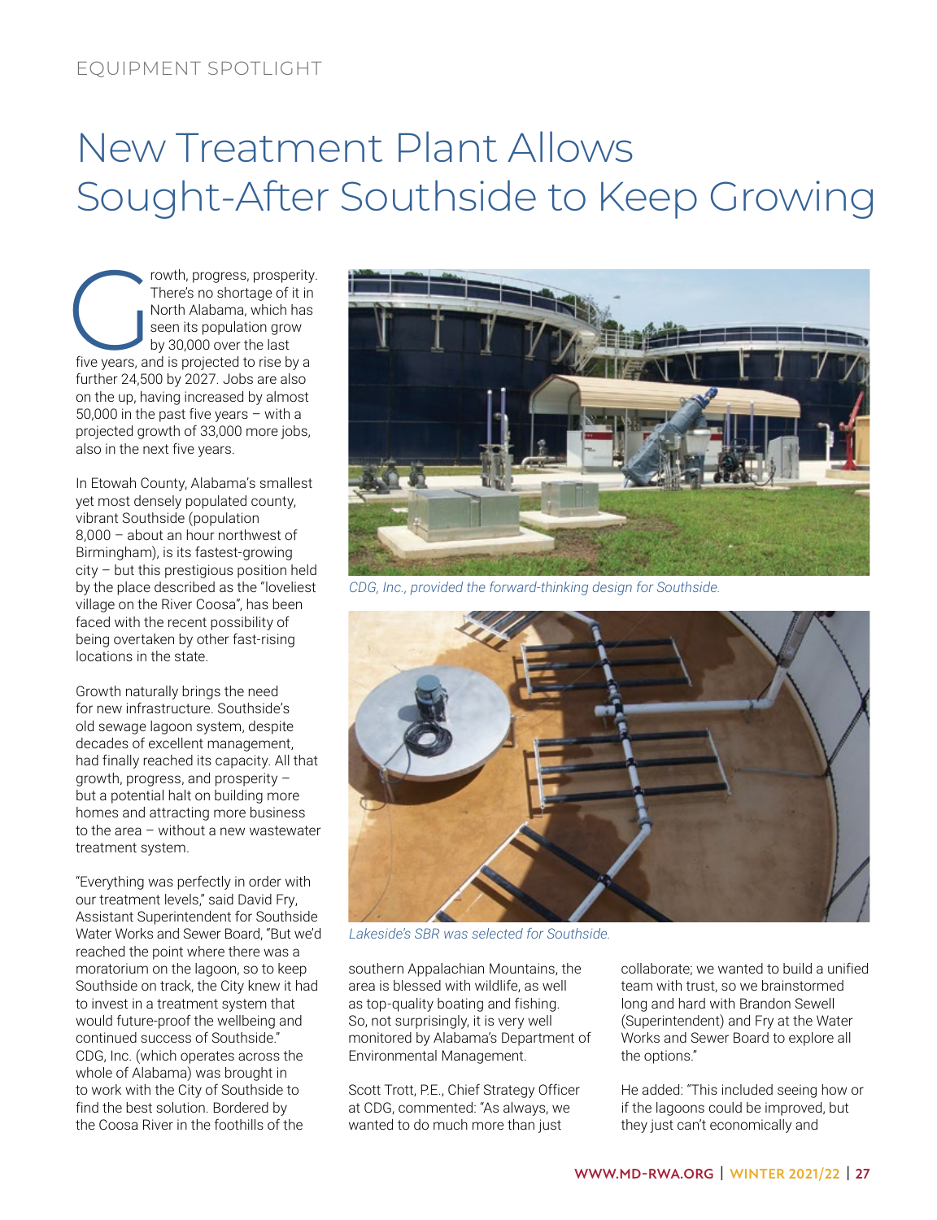EQUIPMENT SPOTLIGHT

# New Treatment Plant Allows Sought-After Southside to Keep Growing

Growth, progress, prosperity. There's no shortage of it in North Alabama, which has seen its population grow by 30,000 over the last five years, and is projected to rise by a further 24,500 by 2027. Jobs are also on the up, having increased by almost 50,000 in the past five years – with a projected growth of 33,000 more jobs, also in the next five years.

In Etowah County, Alabama's smallest yet most densely populated county, vibrant Southside (population 8,000 – about an hour northwest of Birmingham), is its fastest-growing city – but this prestigious position held by the place described as the "loveliest village on the River Coosa", has been faced with the recent possibility of being overtaken by other fast-rising locations in the state.

Growth naturally brings the need for new infrastructure. Southside's old sewage lagoon system, despite decades of excellent management, had finally reached its capacity. All that growth, progress, and prosperity – but a potential halt on building more homes and attracting more business to the area – without a new wastewater treatment system.

"Everything was perfectly in order with our treatment levels," said David Fry, Assistant Superintendent for Southside Water Works and Sewer Board, "But we'd reached the point where there was a moratorium on the lagoon, so to keep Southside on track, the City knew it had to invest in a treatment system that would future-proof the wellbeing and continued success of Southside." CDG, Inc. (which operates across the whole of Alabama) was brought in to work with the City of Southside to find the best solution. Bordered by the Coosa River in the foothills of the southern Appalachian Mountains, the area is blessed with wildlife, as well as top-quality boating and fishing. So, not surprisingly, it is very well monitored by Alabama's Department of Environmental Management.

*CDG, Inc., provided the forward-thinking design for Southside.*

*Lakeside's SBR was selected for Southside.*

Scott Trott, P.E., Chief Strategy Officer at CDG, commented: "As always, we wanted to do much more than just collaborate; we wanted to build a unified team with trust, so we brainstormed long and hard with Brandon Sewell (Superintendent) and Fry at the Water Works and Sewer Board to explore all the options."

He added: "This included seeing how or if the lagoons could be improved, but they just can't economically and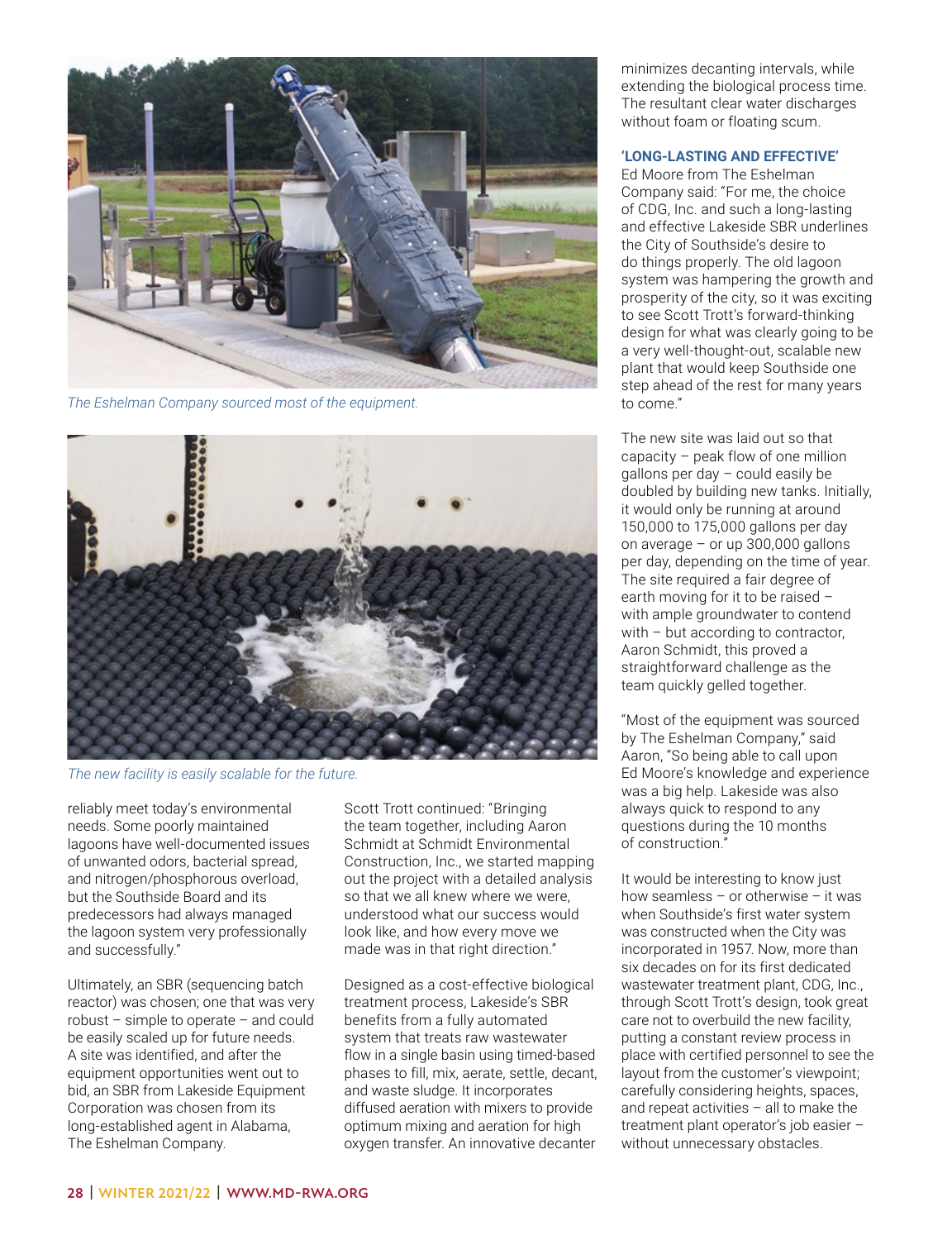*The Eshelman Company sourced most of the equipment.*

*The new facility is easily scalable for the future.*

reliably meet today's environmental needs. Some poorly maintained lagoons have well-documented issues of unwanted odors, bacterial spread, and nitrogen/phosphorous overload, but the Southside Board and its predecessors had always managed the lagoon system very professionally and successfully."

Ultimately, an SBR (sequencing batch reactor) was chosen; one that was very robust – simple to operate – and could be easily scaled up for future needs. A site was identified, and after the equipment opportunities went out to bid, an SBR from Lakeside Equipment Corporation was chosen from its long-established agent in Alabama, The Eshelman Company.

Scott Trott continued: "Bringing the team together, including Aaron Schmidt at Schmidt Environmental Construction, Inc., we started mapping out the project with a detailed analysis so that we all knew where we were, understood what our success would look like, and how every move we made was in that right direction."

Designed as a cost-effective biological treatment process, Lakeside's SBR benefits from a fully automated system that treats raw wastewater flow in a single basin using timed-based phases to fill, mix, aerate, settle, decant, and waste sludge. It incorporates diffused aeration with mixers to provide optimum mixing and aeration for high oxygen transfer. An innovative decanter minimizes decanting intervals, while extending the biological process time. The resultant clear water discharges without foam or floating scum.

### 'LONG-LASTING AND EFFECTIVE'

Ed Moore from The Eshelman Company said: "For me, the choice of CDG, Inc. and such a long-lasting and effective Lakeside SBR underlines the City of Southside's desire to do things properly. The old lagoon system was hampering the growth and prosperity of the city, so it was exciting to see Scott Trott's forward-thinking design for what was clearly going to be a very well-thought-out, scalable new plant that would keep Southside one step ahead of the rest for many years to come."

The new site was laid out so that capacity – peak flow of one million gallons per day – could easily be doubled by building new tanks. Initially, it would only be running at around 150,000 to 175,000 gallons per day on average – or up 300,000 gallons per day, depending on the time of year. The site required a fair degree of earth moving for it to be raised – with ample groundwater to contend with – but according to contractor, Aaron Schmidt, this proved a straightforward challenge as the team quickly gelled together.

"Most of the equipment was sourced by The Eshelman Company," said Aaron, "So being able to call upon Ed Moore's knowledge and experience was a big help. Lakeside was also always quick to respond to any questions during the 10 months of construction."

It would be interesting to know just how seamless – or otherwise – it was when Southside's first water system was constructed when the City was incorporated in 1957. Now, more than six decades on for its first dedicated wastewater treatment plant, CDG, Inc., through Scott Trott's design, took great care not to overbuild the new facility, putting a constant review process in place with certified personnel to see the layout from the customer's viewpoint; carefully considering heights, spaces, and repeat activities – all to make the treatment plant operator's job easier – without unnecessary obstacles.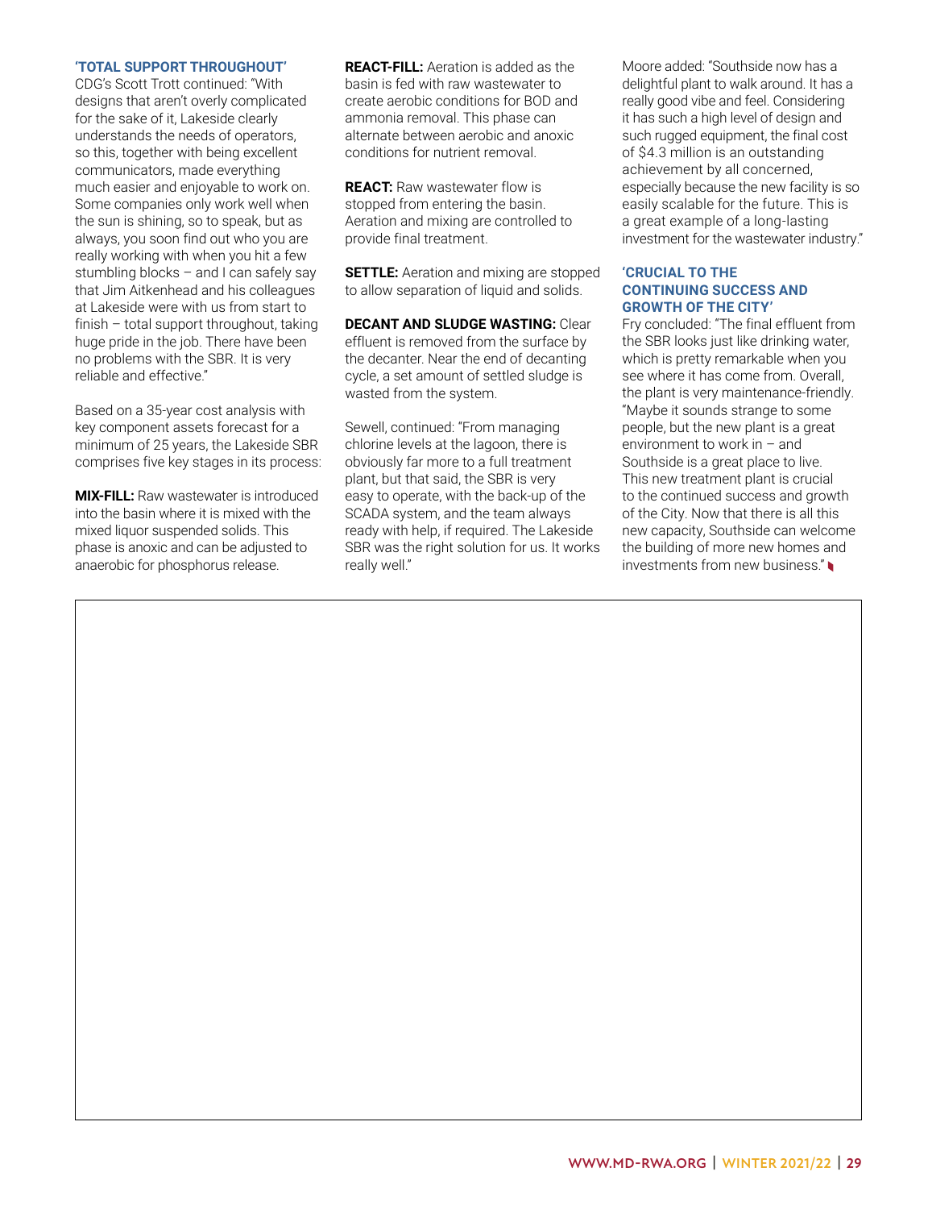### 'TOTAL SUPPORT THROUGHOUT'

CDG's Scott Trott continued: "With designs that aren't overly complicated for the sake of it, Lakeside clearly understands the needs of operators, so this, together with being excellent communicators, made everything much easier and enjoyable to work on. Some companies only work well when the sun is shining, so to speak, but as always, you soon find out who you are really working with when you hit a few stumbling blocks – and I can safely say that Jim Aitkenhead and his colleagues at Lakeside were with us from start to finish – total support throughout, taking huge pride in the job. There have been no problems with the SBR. It is very reliable and effective."

Based on a 35-year cost analysis with key component assets forecast for a minimum of 25 years, the Lakeside SBR comprises five key stages in its process:

**MIX-FILL:** Raw wastewater is introduced into the basin where it is mixed with the mixed liquor suspended solids. This phase is anoxic and can be adjusted to anaerobic for phosphorus release.

**REACT-FILL:** Aeration is added as the basin is fed with raw wastewater to create aerobic conditions for BOD and ammonia removal. This phase can alternate between aerobic and anoxic conditions for nutrient removal.

**REACT:** Raw wastewater flow is stopped from entering the basin. Aeration and mixing are controlled to provide final treatment.

**SETTLE:** Aeration and mixing are stopped to allow separation of liquid and solids.

**DECANT AND SLUDGE WASTING:** Clear effluent is removed from the surface by the decanter. Near the end of decanting cycle, a set amount of settled sludge is wasted from the system.

Sewell, continued: "From managing chlorine levels at the lagoon, there is obviously far more to a full treatment plant, but that said, the SBR is very easy to operate, with the back-up of the SCADA system, and the team always ready with help, if required. The Lakeside SBR was the right solution for us. It works really well."

Moore added: "Southside now has a delightful plant to walk around. It has a really good vibe and feel. Considering it has such a high level of design and such rugged equipment, the final cost of $4.3 million is an outstanding achievement by all concerned, especially because the new facility is so easily scalable for the future. This is a great example of a long-lasting investment for the wastewater industry."

### 'CRUCIAL TO THE CONTINUING SUCCESS AND GROWTH OF THE CITY'

Fry concluded: "The final effluent from the SBR looks just like drinking water, which is pretty remarkable when you see where it has come from. Overall, the plant is very maintenance-friendly. "Maybe it sounds strange to some people, but the new plant is a great environment to work in – and Southside is a great place to live. This new treatment plant is crucial to the continued success and growth of the City. Now that there is all this new capacity, Southside can welcome the building of more new homes and investments from new business."